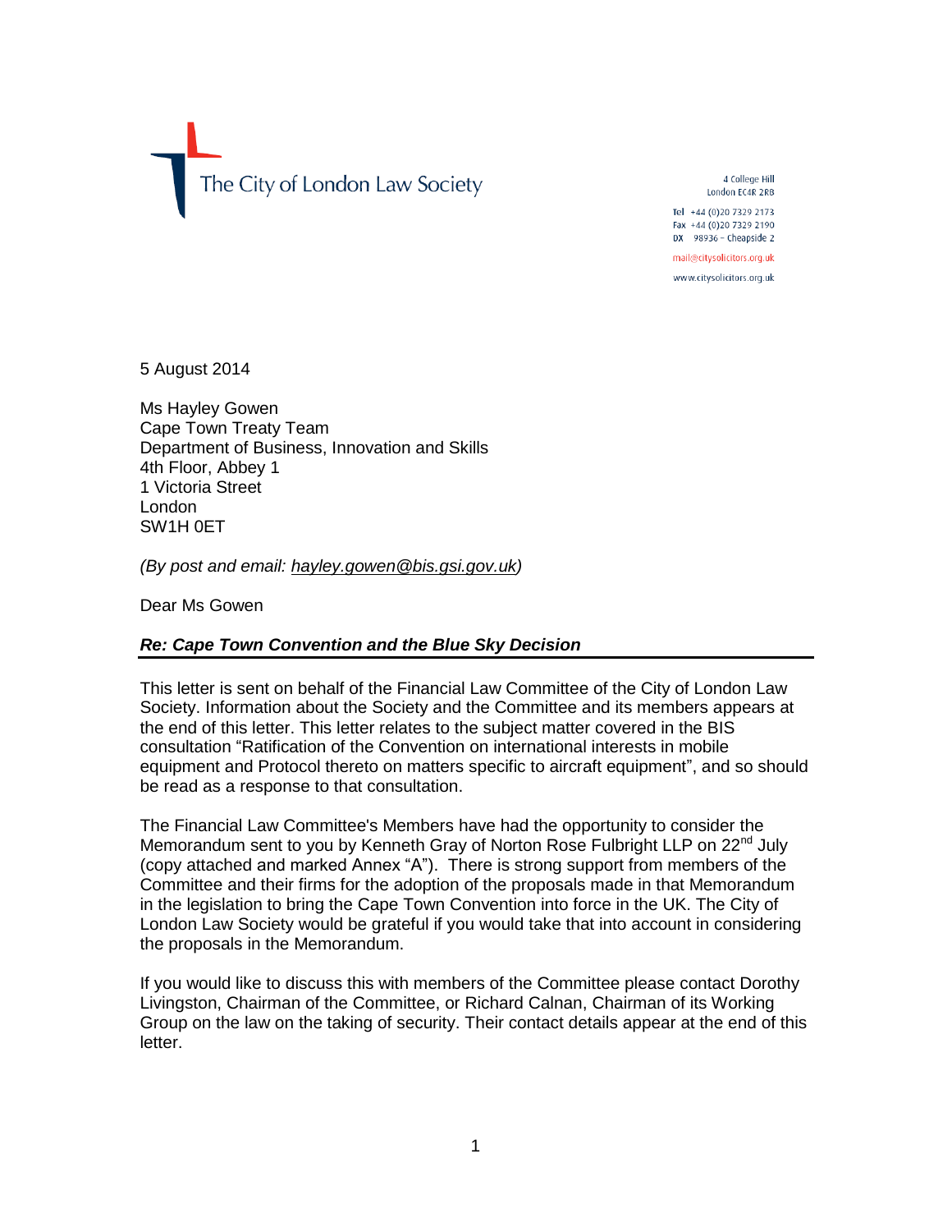The City of London Law Society

4 College Hill
London EC4R 2RB

Tel +44 (0)20 7329 2173
Fax +44 (0)20 7329 2190
DX 98936 – Cheapside 2

mail@citysolicitors.org.uk

www.citysolicitors.org.uk

5 August 2014

Ms Hayley Gowen
Cape Town Treaty Team
Department of Business, Innovation and Skills
4th Floor, Abbey 1
1 Victoria Street
London
SW1H 0ET

*(By post and email: hayley.gowen@bis.gsi.gov.uk)*

Dear Ms Gowen

***Re: Cape Town Convention and the Blue Sky Decision***

This letter is sent on behalf of the Financial Law Committee of the City of London Law Society. Information about the Society and the Committee and its members appears at the end of this letter. This letter relates to the subject matter covered in the BIS consultation "Ratification of the Convention on international interests in mobile equipment and Protocol thereto on matters specific to aircraft equipment", and so should be read as a response to that consultation.

The Financial Law Committee's Members have had the opportunity to consider the Memorandum sent to you by Kenneth Gray of Norton Rose Fulbright LLP on 22nd July (copy attached and marked Annex "A"). There is strong support from members of the Committee and their firms for the adoption of the proposals made in that Memorandum in the legislation to bring the Cape Town Convention into force in the UK. The City of London Law Society would be grateful if you would take that into account in considering the proposals in the Memorandum.

If you would like to discuss this with members of the Committee please contact Dorothy Livingston, Chairman of the Committee, or Richard Calnan, Chairman of its Working Group on the law on the taking of security. Their contact details appear at the end of this letter.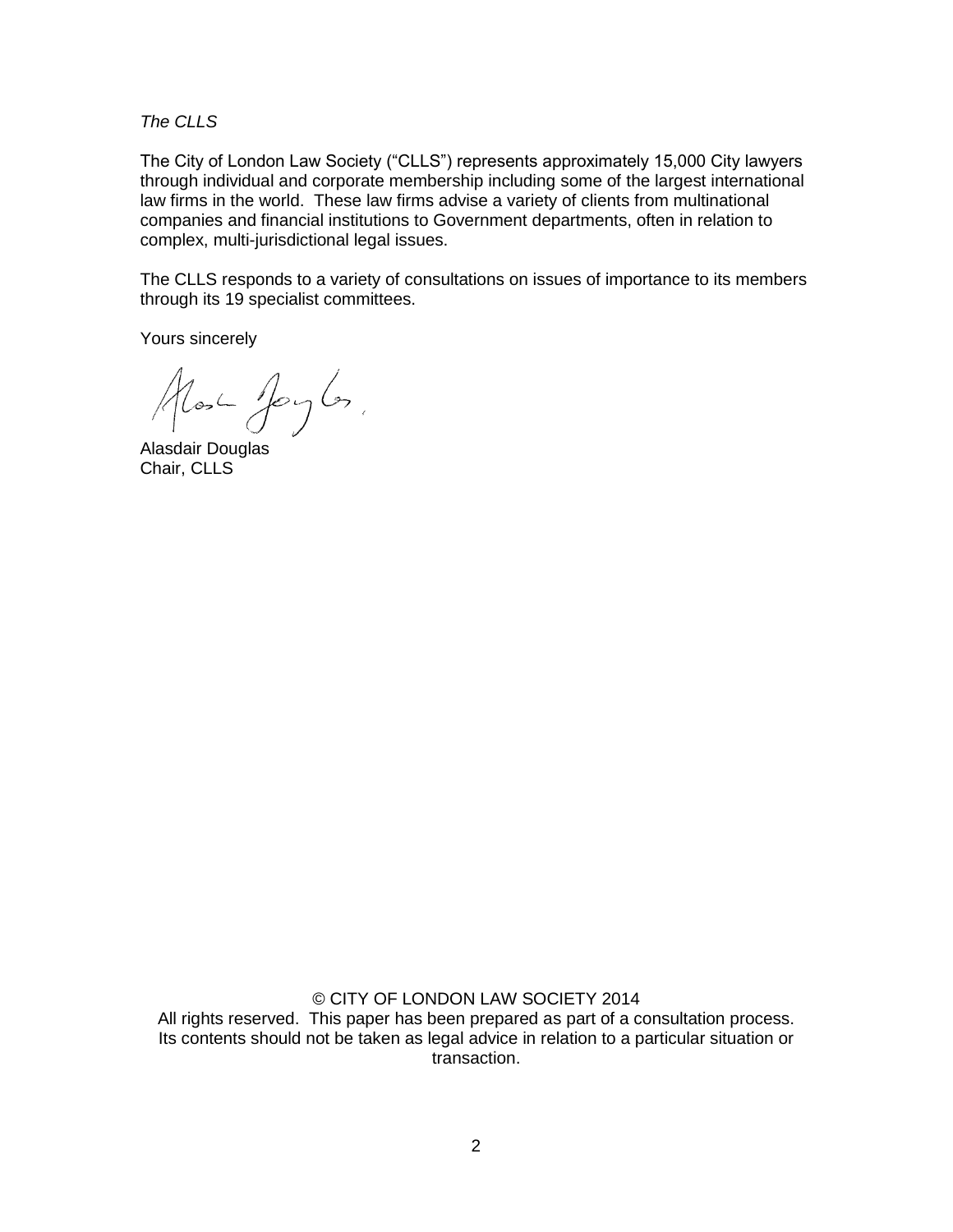*The CLLS*

The City of London Law Society ("CLLS") represents approximately 15,000 City lawyers through individual and corporate membership including some of the largest international law firms in the world. These law firms advise a variety of clients from multinational companies and financial institutions to Government departments, often in relation to complex, multi-jurisdictional legal issues.

The CLLS responds to a variety of consultations on issues of importance to its members through its 19 specialist committees.

Yours sincerely

Alasdair Douglas
Chair, CLLS

© CITY OF LONDON LAW SOCIETY 2014
All rights reserved. This paper has been prepared as part of a consultation process. Its contents should not be taken as legal advice in relation to a particular situation or transaction.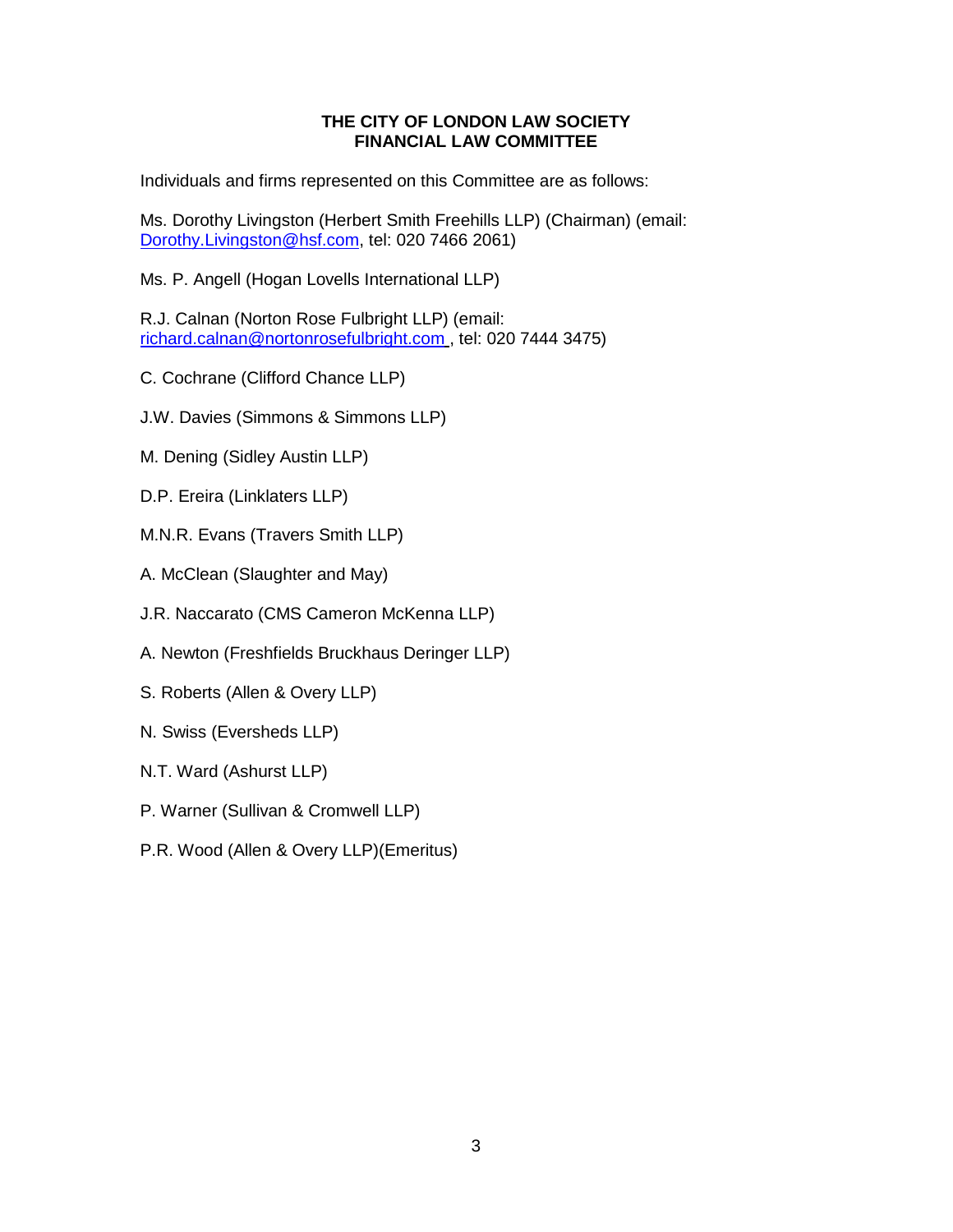**THE CITY OF LONDON LAW SOCIETY**
**FINANCIAL LAW COMMITTEE**

Individuals and firms represented on this Committee are as follows:

Ms. Dorothy Livingston (Herbert Smith Freehills LLP) (Chairman) (email: Dorothy.Livingston@hsf.com, tel: 020 7466 2061)

Ms. P. Angell (Hogan Lovells International LLP)

R.J. Calnan (Norton Rose Fulbright LLP) (email: richard.calnan@nortonrosefulbright.com , tel: 020 7444 3475)

C. Cochrane (Clifford Chance LLP)

J.W. Davies (Simmons & Simmons LLP)

M. Dening (Sidley Austin LLP)

D.P. Ereira (Linklaters LLP)

M.N.R. Evans (Travers Smith LLP)

A. McClean (Slaughter and May)

J.R. Naccarato (CMS Cameron McKenna LLP)

A. Newton (Freshfields Bruckhaus Deringer LLP)

S. Roberts (Allen & Overy LLP)

N. Swiss (Eversheds LLP)

N.T. Ward (Ashurst LLP)

P. Warner (Sullivan & Cromwell LLP)

P.R. Wood (Allen & Overy LLP)(Emeritus)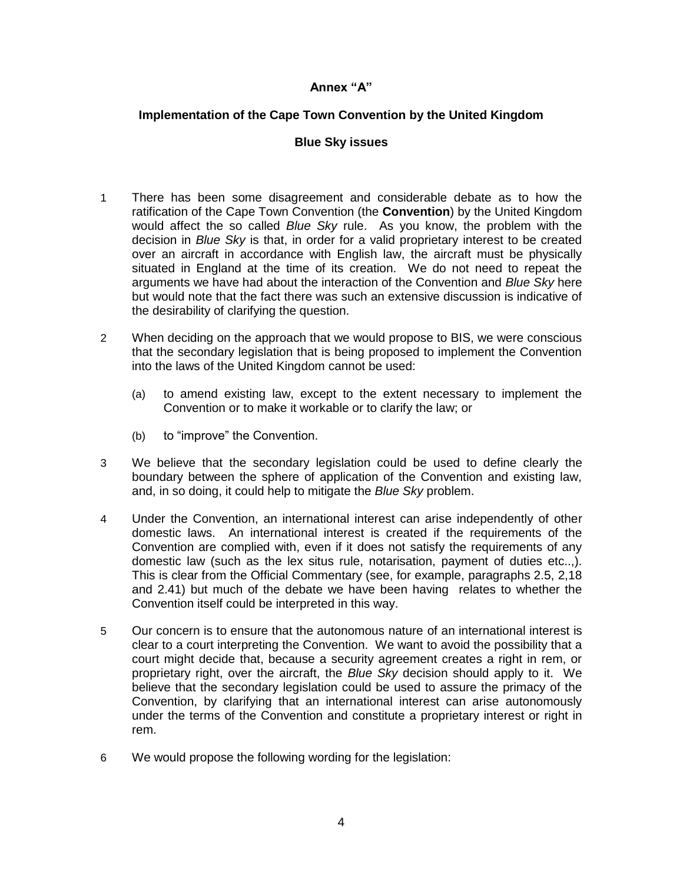**Annex "A"**

**Implementation of the Cape Town Convention by the United Kingdom**

**Blue Sky issues**

1 There has been some disagreement and considerable debate as to how the ratification of the Cape Town Convention (the **Convention**) by the United Kingdom would affect the so called *Blue Sky* rule. As you know, the problem with the decision in *Blue Sky* is that, in order for a valid proprietary interest to be created over an aircraft in accordance with English law, the aircraft must be physically situated in England at the time of its creation. We do not need to repeat the arguments we have had about the interaction of the Convention and *Blue Sky* here but would note that the fact there was such an extensive discussion is indicative of the desirability of clarifying the question.

2 When deciding on the approach that we would propose to BIS, we were conscious that the secondary legislation that is being proposed to implement the Convention into the laws of the United Kingdom cannot be used:

(a) to amend existing law, except to the extent necessary to implement the Convention or to make it workable or to clarify the law; or

(b) to "improve" the Convention.

3 We believe that the secondary legislation could be used to define clearly the boundary between the sphere of application of the Convention and existing law, and, in so doing, it could help to mitigate the *Blue Sky* problem.

4 Under the Convention, an international interest can arise independently of other domestic laws. An international interest is created if the requirements of the Convention are complied with, even if it does not satisfy the requirements of any domestic law (such as the lex situs rule, notarisation, payment of duties etc..,). This is clear from the Official Commentary (see, for example, paragraphs 2.5, 2,18 and 2.41) but much of the debate we have been having relates to whether the Convention itself could be interpreted in this way.

5 Our concern is to ensure that the autonomous nature of an international interest is clear to a court interpreting the Convention. We want to avoid the possibility that a court might decide that, because a security agreement creates a right in rem, or proprietary right, over the aircraft, the *Blue Sky* decision should apply to it. We believe that the secondary legislation could be used to assure the primacy of the Convention, by clarifying that an international interest can arise autonomously under the terms of the Convention and constitute a proprietary interest or right in rem.

6 We would propose the following wording for the legislation: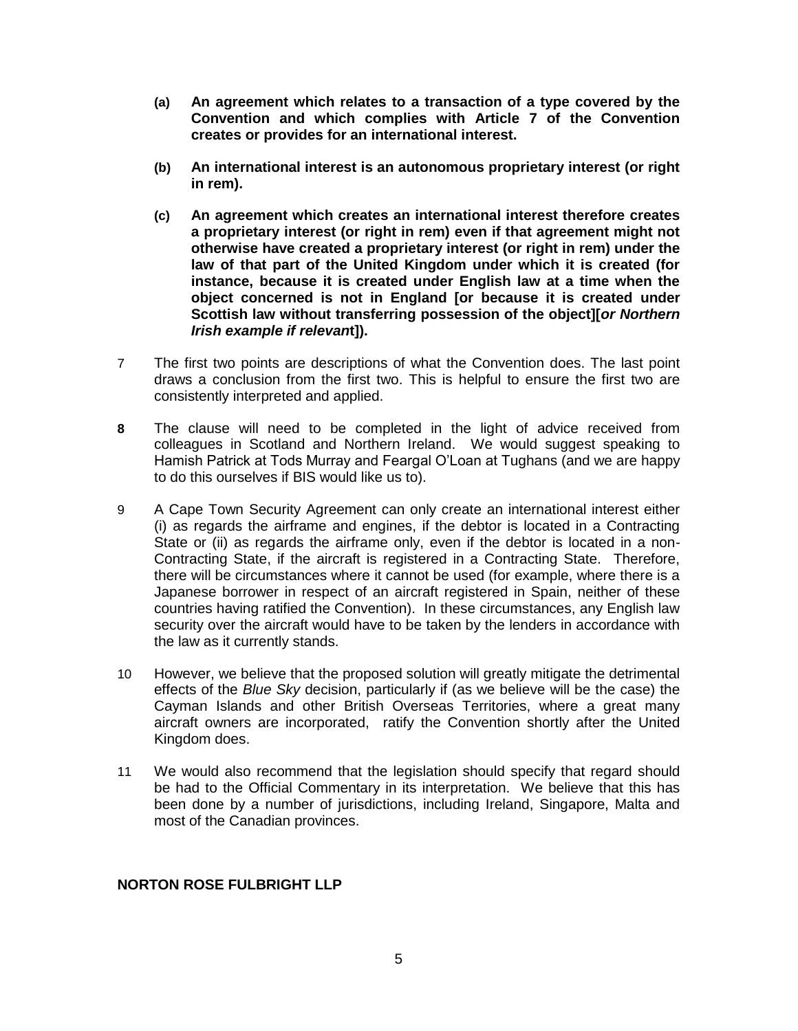- **(a) An agreement which relates to a transaction of a type covered by the Convention and which complies with Article 7 of the Convention creates or provides for an international interest.**

- **(b) An international interest is an autonomous proprietary interest (or right in rem).**

- **(c) An agreement which creates an international interest therefore creates a proprietary interest (or right in rem) even if that agreement might not otherwise have created a proprietary interest (or right in rem) under the law of that part of the United Kingdom under which it is created (for instance, because it is created under English law at a time when the object concerned is not in England [or because it is created under Scottish law without transferring possession of the object][*or Northern Irish example if relevant*]).**

7 The first two points are descriptions of what the Convention does. The last point draws a conclusion from the first two. This is helpful to ensure the first two are consistently interpreted and applied.

**8** The clause will need to be completed in the light of advice received from colleagues in Scotland and Northern Ireland. We would suggest speaking to Hamish Patrick at Tods Murray and Feargal O'Loan at Tughans (and we are happy to do this ourselves if BIS would like us to).

9 A Cape Town Security Agreement can only create an international interest either (i) as regards the airframe and engines, if the debtor is located in a Contracting State or (ii) as regards the airframe only, even if the debtor is located in a non-Contracting State, if the aircraft is registered in a Contracting State. Therefore, there will be circumstances where it cannot be used (for example, where there is a Japanese borrower in respect of an aircraft registered in Spain, neither of these countries having ratified the Convention). In these circumstances, any English law security over the aircraft would have to be taken by the lenders in accordance with the law as it currently stands.

10 However, we believe that the proposed solution will greatly mitigate the detrimental effects of the *Blue Sky* decision, particularly if (as we believe will be the case) the Cayman Islands and other British Overseas Territories, where a great many aircraft owners are incorporated, ratify the Convention shortly after the United Kingdom does.

11 We would also recommend that the legislation should specify that regard should be had to the Official Commentary in its interpretation. We believe that this has been done by a number of jurisdictions, including Ireland, Singapore, Malta and most of the Canadian provinces.

**NORTON ROSE FULBRIGHT LLP**